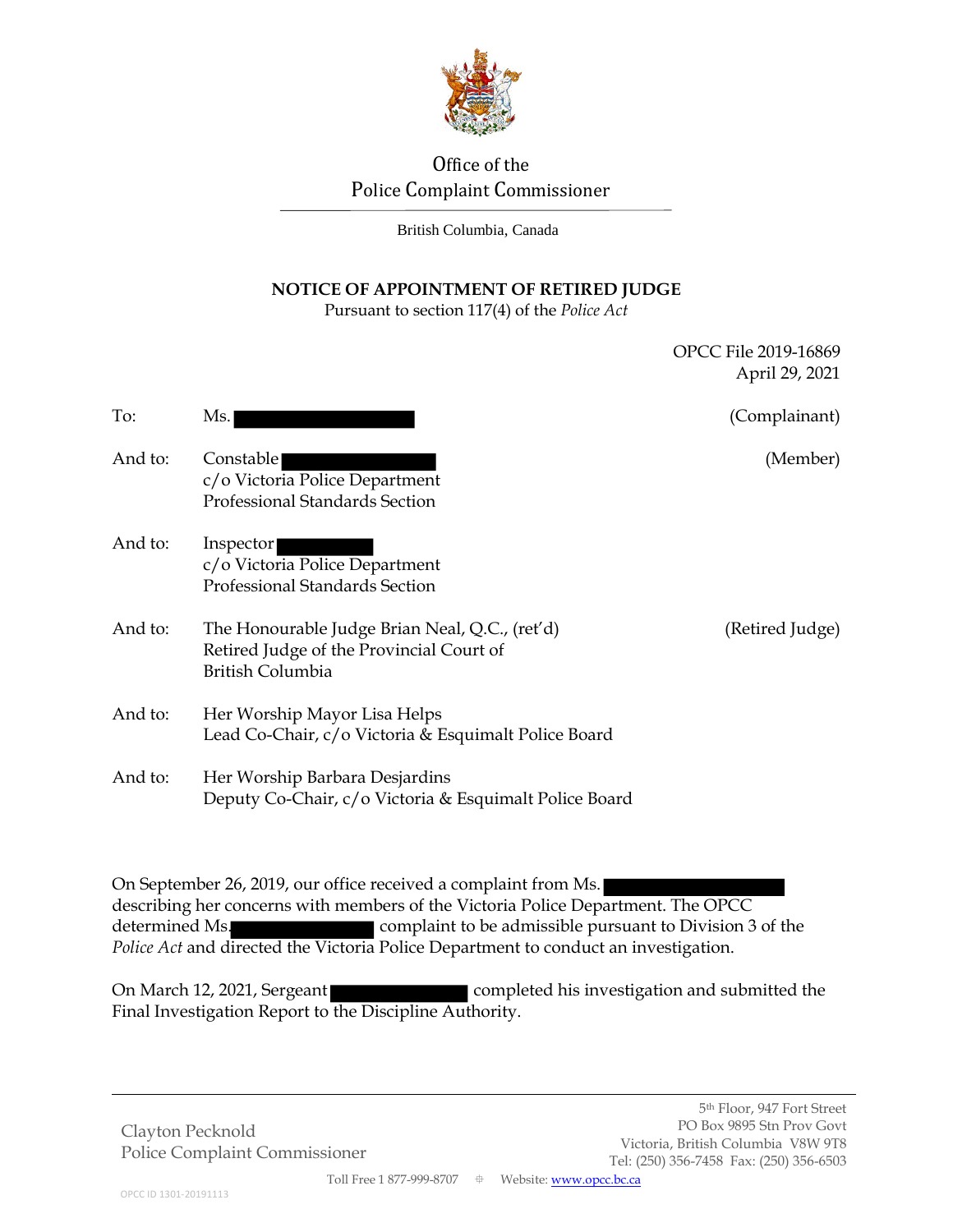Office of the
Police Complaint Commissioner

British Columbia, Canada

## NOTICE OF APPOINTMENT OF RETIRED JUDGE

Pursuant to section 117(4) of the *Police Act*

OPCC File 2019-16869
April 29, 2021

| | | |
|---|---|---|
| To: | Ms. | (Complainant) |
| And to: | Constable<br>c/o Victoria Police Department<br>Professional Standards Section | (Member) |
| And to: | Inspector<br>c/o Victoria Police Department<br>Professional Standards Section | |
| And to: | The Honourable Judge Brian Neal, Q.C., (ret'd)<br>Retired Judge of the Provincial Court of British Columbia | (Retired Judge) |
| And to: | Her Worship Mayor Lisa Helps<br>Lead Co-Chair, c/o Victoria & Esquimalt Police Board | |
| And to: | Her Worship Barbara Desjardins<br>Deputy Co-Chair, c/o Victoria & Esquimalt Police Board | |

On September 26, 2019, our office received a complaint from Ms. describing her concerns with members of the Victoria Police Department. The OPCC determined Ms. complaint to be admissible pursuant to Division 3 of the *Police Act* and directed the Victoria Police Department to conduct an investigation.

On March 12, 2021, Sergeant completed his investigation and submitted the Final Investigation Report to the Discipline Authority.

Clayton Pecknold
Police Complaint Commissioner

5th Floor, 947 Fort Street
PO Box 9895 Stn Prov Govt
Victoria, British Columbia V8W 9T8
Tel: (250) 356-7458 Fax: (250) 356-6503
Toll Free 1 877-999-8707 Website: www.opcc.bc.ca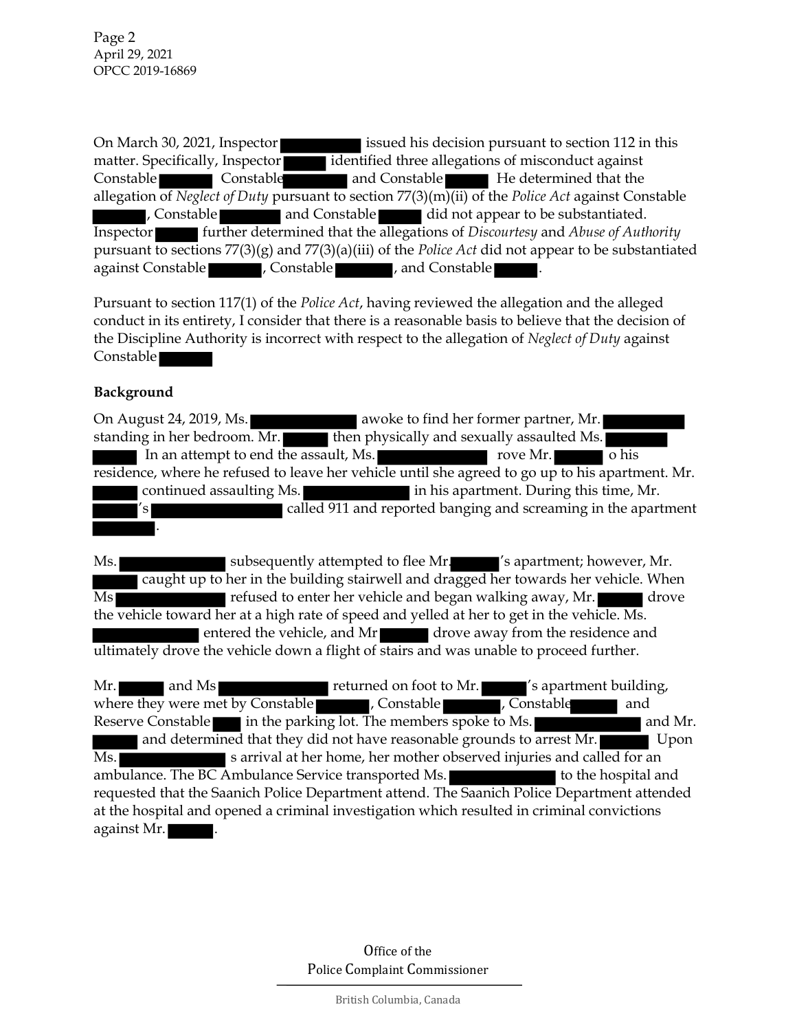On March 30, 2021, Inspector ██████ issued his decision pursuant to section 112 in this matter. Specifically, Inspector ███ identified three allegations of misconduct against Constable ███ Constable ████ and Constable ███ He determined that the allegation of *Neglect of Duty* pursuant to section 77(3)(m)(ii) of the *Police Act* against Constable ███, Constable ████ and Constable ███ did not appear to be substantiated. Inspector ███ further determined that the allegations of *Discourtesy* and *Abuse of Authority* pursuant to sections 77(3)(g) and 77(3)(a)(iii) of the *Police Act* did not appear to be substantiated against Constable ███, Constable ████, and Constable ███.

Pursuant to section 117(1) of the *Police Act*, having reviewed the allegation and the alleged conduct in its entirety, I consider that there is a reasonable basis to believe that the decision of the Discipline Authority is incorrect with respect to the allegation of *Neglect of Duty* against Constable ████

**Background**

On August 24, 2019, Ms. ███████ awoke to find her former partner, Mr. █████ standing in her bedroom. Mr. ███ then physically and sexually assaulted Ms. ████ ███ In an attempt to end the assault, Ms. ███████ rove Mr. ███ o his residence, where he refused to leave her vehicle until she agreed to go up to his apartment. Mr. ███ continued assaulting Ms. ███████ in his apartment. During this time, Mr. ███'s █████████ called 911 and reported banging and screaming in the apartment ████.

Ms. ███████ subsequently attempted to flee Mr. ███'s apartment; however, Mr. ███ caught up to her in the building stairwell and dragged her towards her vehicle. When Ms ███████ refused to enter her vehicle and began walking away, Mr. ███ drove the vehicle toward her at a high rate of speed and yelled at her to get in the vehicle. Ms. ███████ entered the vehicle, and Mr ███ drove away from the residence and ultimately drove the vehicle down a flight of stairs and was unable to proceed further.

Mr. ███ and Ms ███████ returned on foot to Mr. ███'s apartment building, where they were met by Constable ███, Constable ████, Constable ███ and Reserve Constable ██ in the parking lot. The members spoke to Ms. ███████ and Mr. ███ and determined that they did not have reasonable grounds to arrest Mr. ███ Upon Ms. ███████ s arrival at her home, her mother observed injuries and called for an ambulance. The BC Ambulance Service transported Ms. ███████ to the hospital and requested that the Saanich Police Department attend. The Saanich Police Department attended at the hospital and opened a criminal investigation which resulted in criminal convictions against Mr. ███.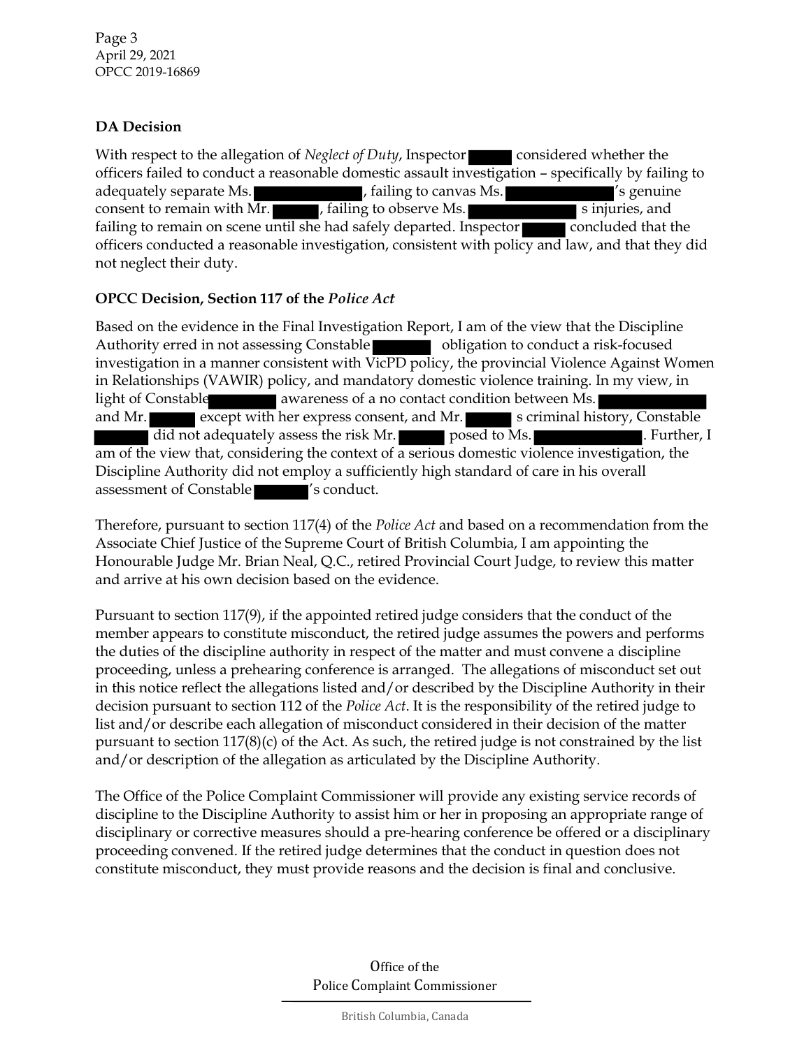## DA Decision

With respect to the allegation of *Neglect of Duty*, Inspector [redacted] considered whether the officers failed to conduct a reasonable domestic assault investigation – specifically by failing to adequately separate Ms. [redacted], failing to canvas Ms. [redacted]'s genuine consent to remain with Mr. [redacted], failing to observe Ms. [redacted] s injuries, and failing to remain on scene until she had safely departed. Inspector [redacted] concluded that the officers conducted a reasonable investigation, consistent with policy and law, and that they did not neglect their duty.

## OPCC Decision, Section 117 of the *Police Act*

Based on the evidence in the Final Investigation Report, I am of the view that the Discipline Authority erred in not assessing Constable [redacted] obligation to conduct a risk-focused investigation in a manner consistent with VicPD policy, the provincial Violence Against Women in Relationships (VAWIR) policy, and mandatory domestic violence training. In my view, in light of Constable [redacted] awareness of a no contact condition between Ms. [redacted] and Mr. [redacted] except with her express consent, and Mr. [redacted] s criminal history, Constable [redacted] did not adequately assess the risk Mr. [redacted] posed to Ms. [redacted]. Further, I am of the view that, considering the context of a serious domestic violence investigation, the Discipline Authority did not employ a sufficiently high standard of care in his overall assessment of Constable [redacted]'s conduct.

Therefore, pursuant to section 117(4) of the *Police Act* and based on a recommendation from the Associate Chief Justice of the Supreme Court of British Columbia, I am appointing the Honourable Judge Mr. Brian Neal, Q.C., retired Provincial Court Judge, to review this matter and arrive at his own decision based on the evidence.

Pursuant to section 117(9), if the appointed retired judge considers that the conduct of the member appears to constitute misconduct, the retired judge assumes the powers and performs the duties of the discipline authority in respect of the matter and must convene a discipline proceeding, unless a prehearing conference is arranged. The allegations of misconduct set out in this notice reflect the allegations listed and/or described by the Discipline Authority in their decision pursuant to section 112 of the *Police Act*. It is the responsibility of the retired judge to list and/or describe each allegation of misconduct considered in their decision of the matter pursuant to section 117(8)(c) of the Act. As such, the retired judge is not constrained by the list and/or description of the allegation as articulated by the Discipline Authority.

The Office of the Police Complaint Commissioner will provide any existing service records of discipline to the Discipline Authority to assist him or her in proposing an appropriate range of disciplinary or corrective measures should a pre-hearing conference be offered or a disciplinary proceeding convened. If the retired judge determines that the conduct in question does not constitute misconduct, they must provide reasons and the decision is final and conclusive.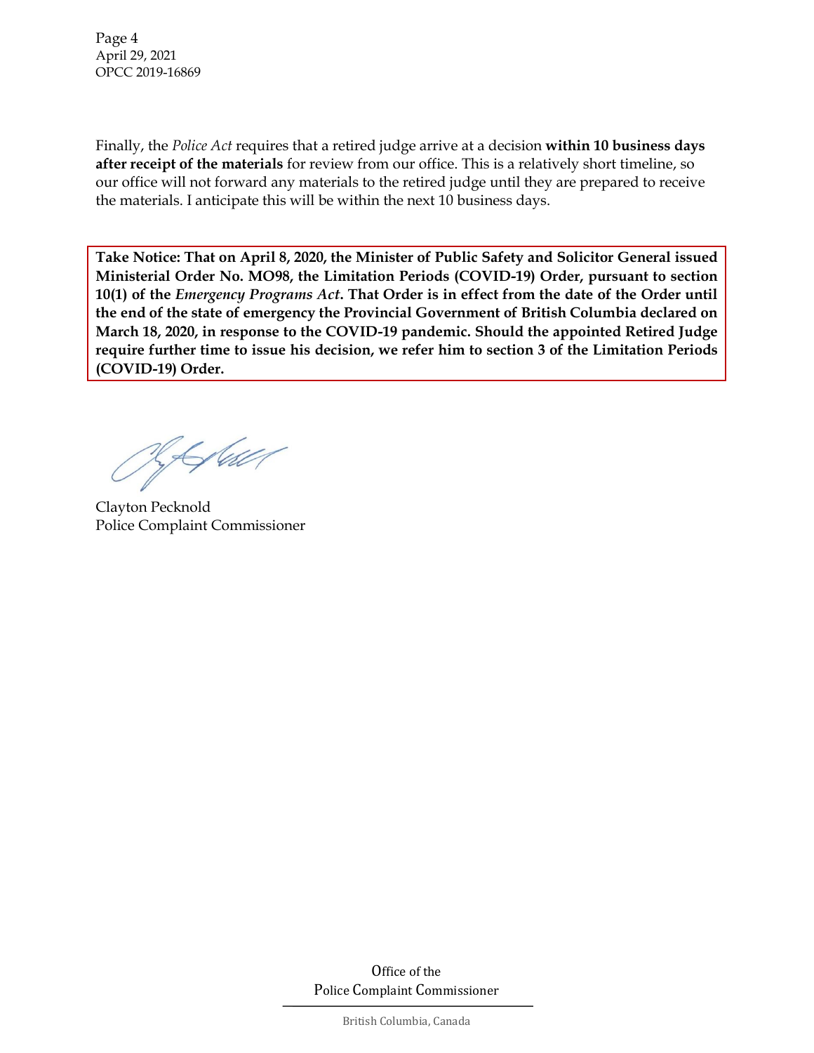Finally, the *Police Act* requires that a retired judge arrive at a decision **within 10 business days after receipt of the materials** for review from our office. This is a relatively short timeline, so our office will not forward any materials to the retired judge until they are prepared to receive the materials. I anticipate this will be within the next 10 business days.

**Take Notice: That on April 8, 2020, the Minister of Public Safety and Solicitor General issued Ministerial Order No. MO98, the Limitation Periods (COVID-19) Order, pursuant to section 10(1) of the *Emergency Programs Act*. That Order is in effect from the date of the Order until the end of the state of emergency the Provincial Government of British Columbia declared on March 18, 2020, in response to the COVID-19 pandemic. Should the appointed Retired Judge require further time to issue his decision, we refer him to section 3 of the Limitation Periods (COVID-19) Order.**

Clayton Pecknold
Police Complaint Commissioner